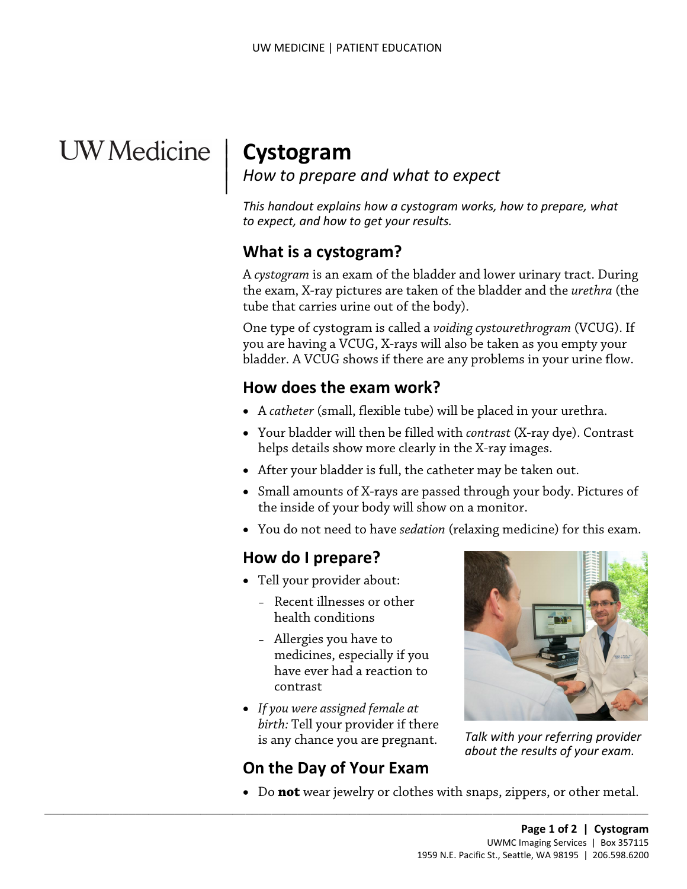# Cystogram

*How to prepare and what to expect*

*This handout explains how a cystogram works, how to prepare, what to expect, and how to get your results.*

## What is a cystogram?

A *cystogram* is an exam of the bladder and lower urinary tract. During the exam, X-ray pictures are taken of the bladder and the *urethra* (the tube that carries urine out of the body).

One type of cystogram is called a *voiding cystourethrogram* (VCUG). If you are having a VCUG, X-rays will also be taken as you empty your bladder. A VCUG shows if there are any problems in your urine flow.

## How does the exam work?

- A *catheter* (small, flexible tube) will be placed in your urethra.
- Your bladder will then be filled with *contrast* (X-ray dye). Contrast helps details show more clearly in the X-ray images.
- After your bladder is full, the catheter may be taken out.
- Small amounts of X-rays are passed through your body. Pictures of the inside of your body will show on a monitor.
- You do not need to have *sedation* (relaxing medicine) for this exam.

## How do I prepare?

- Tell your provider about:
  - Recent illnesses or other health conditions
  - Allergies you have to medicines, especially if you have ever had a reaction to contrast
- *If you were assigned female at birth:* Tell your provider if there is any chance you are pregnant.

*Talk with your referring provider about the results of your exam.*

## On the Day of Your Exam

- Do **not** wear jewelry or clothes with snaps, zippers, or other metal.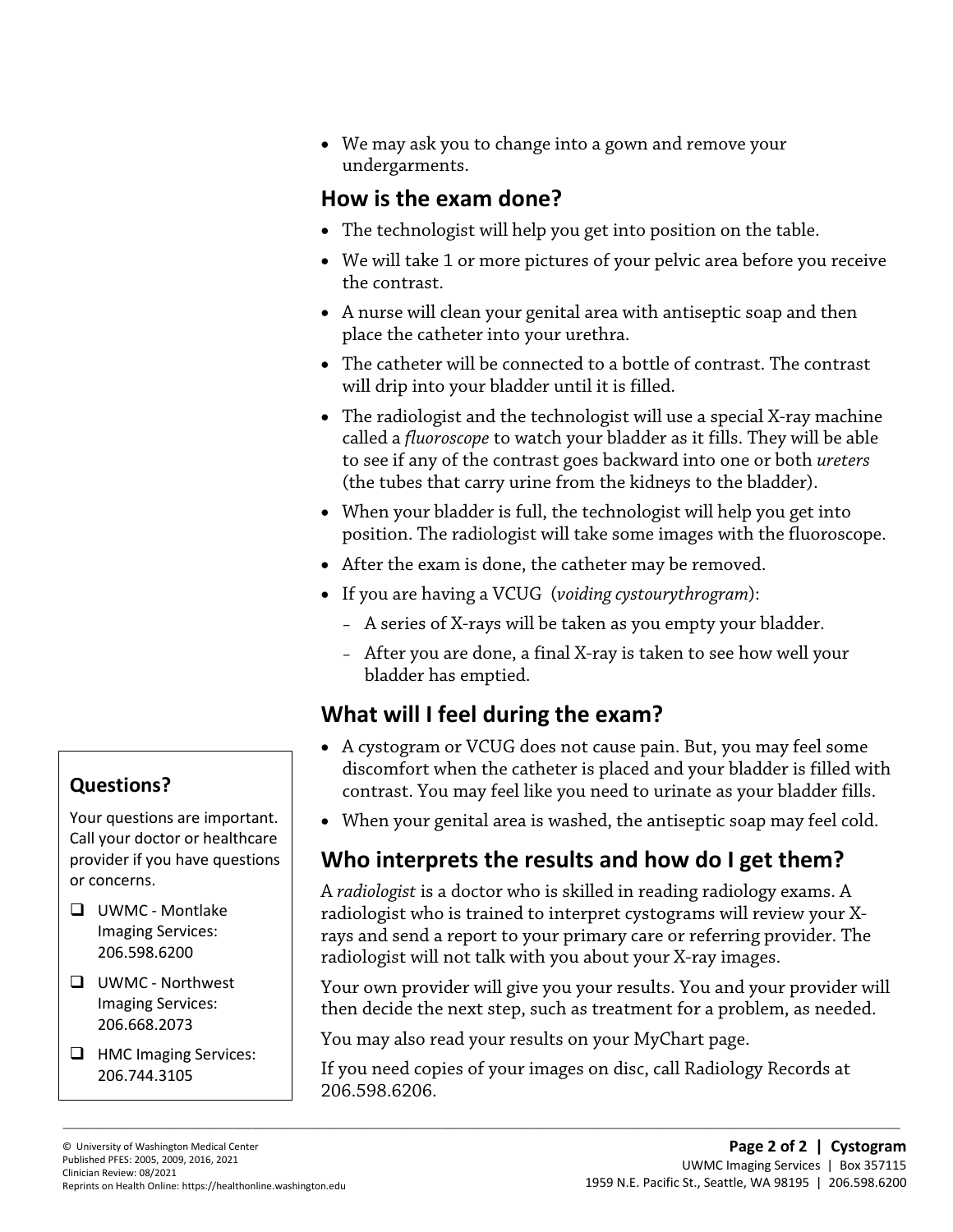- We may ask you to change into a gown and remove your undergarments.

## How is the exam done?

- The technologist will help you get into position on the table.
- We will take 1 or more pictures of your pelvic area before you receive the contrast.
- A nurse will clean your genital area with antiseptic soap and then place the catheter into your urethra.
- The catheter will be connected to a bottle of contrast. The contrast will drip into your bladder until it is filled.
- The radiologist and the technologist will use a special X-ray machine called a *fluoroscope* to watch your bladder as it fills. They will be able to see if any of the contrast goes backward into one or both *ureters* (the tubes that carry urine from the kidneys to the bladder).
- When your bladder is full, the technologist will help you get into position. The radiologist will take some images with the fluoroscope.
- After the exam is done, the catheter may be removed.
- If you are having a VCUG (*voiding cystourythrogram*):
  - A series of X-rays will be taken as you empty your bladder.
  - After you are done, a final X-ray is taken to see how well your bladder has emptied.

## What will I feel during the exam?

- A cystogram or VCUG does not cause pain. But, you may feel some discomfort when the catheter is placed and your bladder is filled with contrast. You may feel like you need to urinate as your bladder fills.
- When your genital area is washed, the antiseptic soap may feel cold.

## Who interprets the results and how do I get them?

A *radiologist* is a doctor who is skilled in reading radiology exams. A radiologist who is trained to interpret cystograms will review your X-rays and send a report to your primary care or referring provider. The radiologist will not talk with you about your X-ray images.

Your own provider will give you your results. You and your provider will then decide the next step, such as treatment for a problem, as needed.

You may also read your results on your MyChart page.

If you need copies of your images on disc, call Radiology Records at 206.598.6206.

### Questions?

Your questions are important. Call your doctor or healthcare provider if you have questions or concerns.

- ❑ UWMC - Montlake Imaging Services: 206.598.6200
- ❑ UWMC - Northwest Imaging Services: 206.668.2073
- ❑ HMC Imaging Services: 206.744.3105

© University of Washington Medical Center
Published PFES: 2005, 2009, 2016, 2021
Clinician Review: 08/2021
Reprints on Health Online: https://healthonline.washington.edu

UWMC Imaging Services | Box 357115
1959 N.E. Pacific St., Seattle, WA 98195 | 206.598.6200